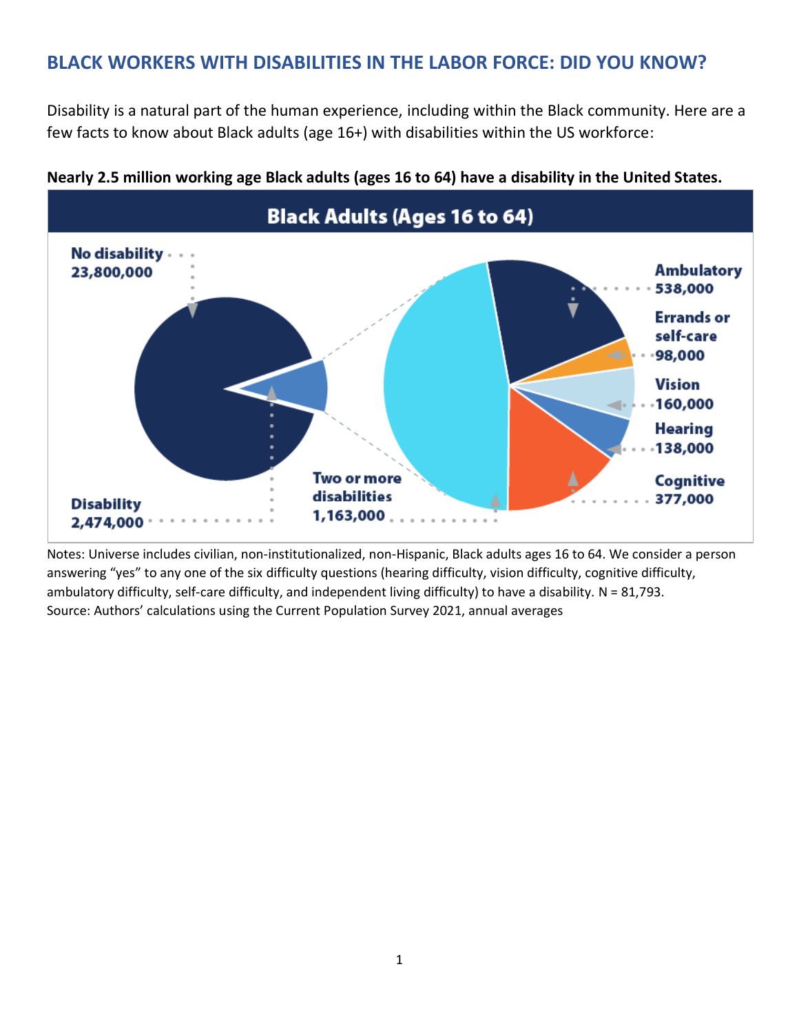## BLACK WORKERS WITH DISABILITIES IN THE LABOR FORCE: DID YOU KNOW?

Disability is a natural part of the human experience, including within the Black community. Here are a few facts to know about Black adults (age 16+) with disabilities within the US workforce:

**Nearly 2.5 million working age Black adults (ages 16 to 64) have a disability in the United States.**

**Black Adults (Ages 16 to 64)**

No disability 23,800,000

Disability 2,474,000

Ambulatory 538,000

Errands or self-care 98,000

Vision 160,000

Hearing 138,000

Cognitive 377,000

Two or more disabilities 1,163,000

Notes: Universe includes civilian, non-institutionalized, non-Hispanic, Black adults ages 16 to 64. We consider a person answering "yes" to any one of the six difficulty questions (hearing difficulty, vision difficulty, cognitive difficulty, ambulatory difficulty, self-care difficulty, and independent living difficulty) to have a disability. N = 81,793.
Source: Authors' calculations using the Current Population Survey 2021, annual averages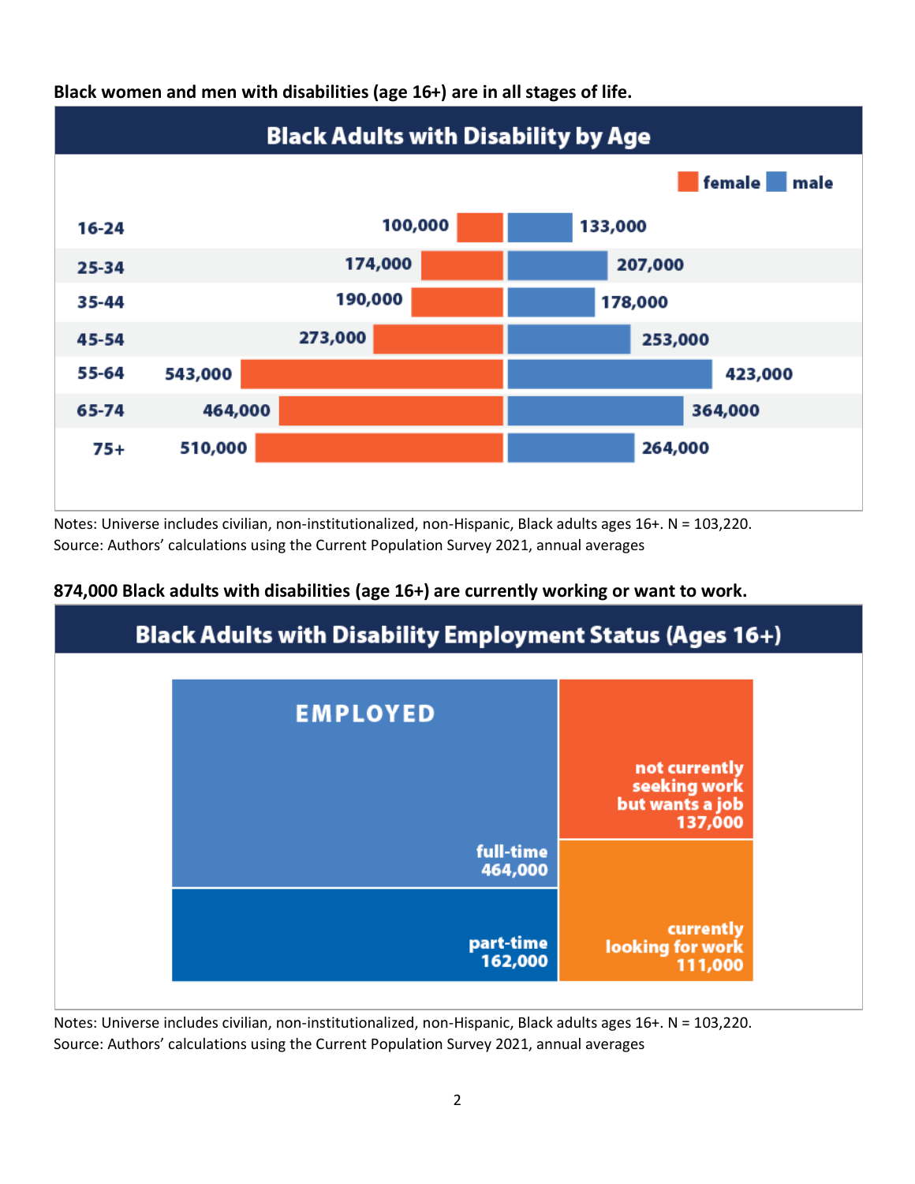**Black women and men with disabilities (age 16+) are in all stages of life.**

**Black Adults with Disability by Age**

| Age | female | male |
|---|---|---|
| 16-24 | 100,000 | 133,000 |
| 25-34 | 174,000 | 207,000 |
| 35-44 | 190,000 | 178,000 |
| 45-54 | 273,000 | 253,000 |
| 55-64 | 543,000 | 423,000 |
| 65-74 | 464,000 | 364,000 |
| 75+ | 510,000 | 264,000 |

Notes: Universe includes civilian, non-institutionalized, non-Hispanic, Black adults ages 16+. N = 103,220.
Source: Authors' calculations using the Current Population Survey 2021, annual averages

**874,000 Black adults with disabilities (age 16+) are currently working or want to work.**

**Black Adults with Disability Employment Status (Ages 16+)**

| Status | Category | Number |
|---|---|---|
| EMPLOYED | full-time | 464,000 |
| EMPLOYED | part-time | 162,000 |
| | not currently seeking work but wants a job | 137,000 |
| | currently looking for work | 111,000 |

Notes: Universe includes civilian, non-institutionalized, non-Hispanic, Black adults ages 16+. N = 103,220.
Source: Authors' calculations using the Current Population Survey 2021, annual averages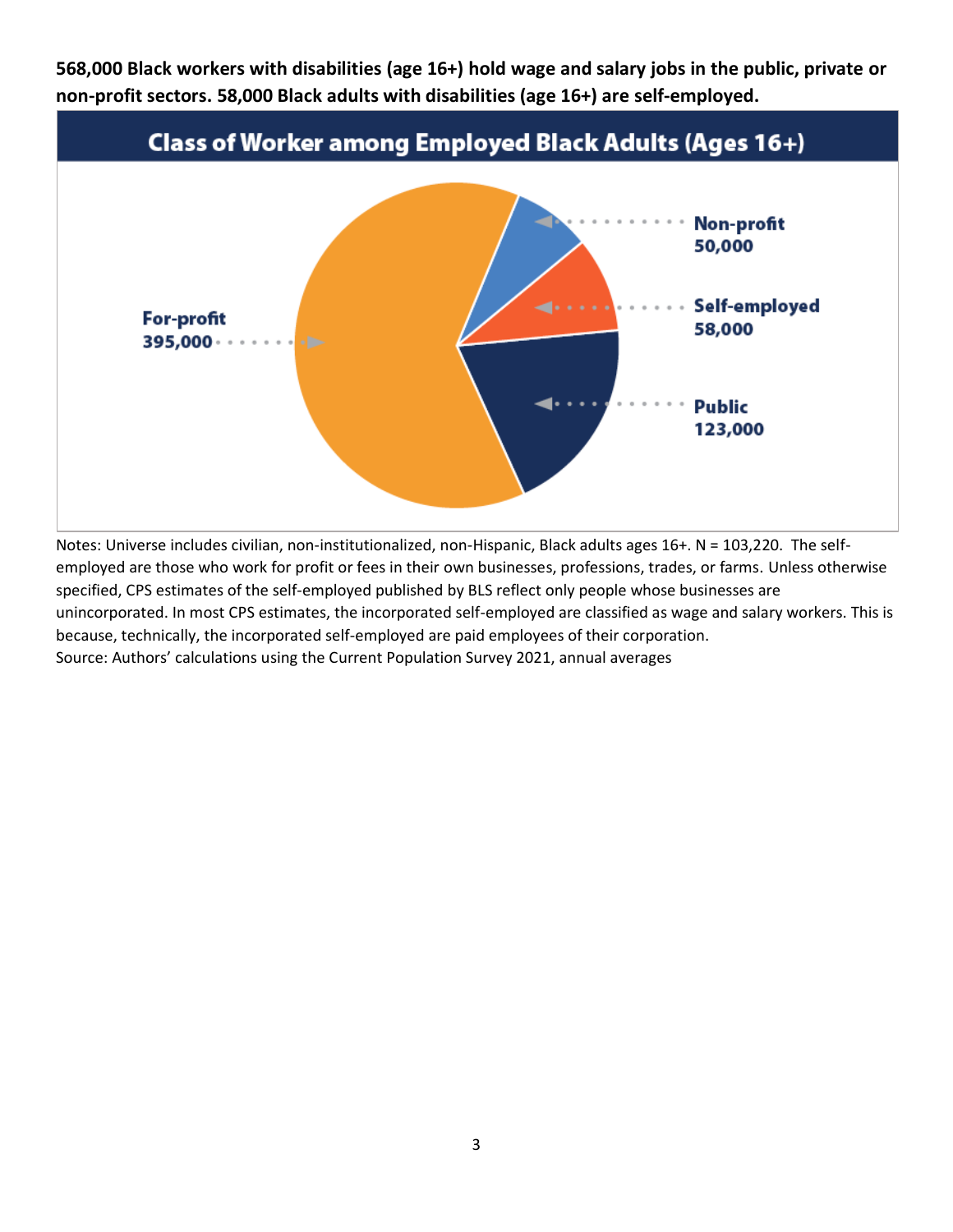**568,000 Black workers with disabilities (age 16+) hold wage and salary jobs in the public, private or non-profit sectors. 58,000 Black adults with disabilities (age 16+) are self-employed.**

**Class of Worker among Employed Black Adults (Ages 16+)**

For-profit
395,000

Non-profit
50,000

Self-employed
58,000

Public
123,000

Notes: Universe includes civilian, non-institutionalized, non-Hispanic, Black adults ages 16+. N = 103,220. The self-employed are those who work for profit or fees in their own businesses, professions, trades, or farms. Unless otherwise specified, CPS estimates of the self-employed published by BLS reflect only people whose businesses are unincorporated. In most CPS estimates, the incorporated self-employed are classified as wage and salary workers. This is because, technically, the incorporated self-employed are paid employees of their corporation.

Source: Authors' calculations using the Current Population Survey 2021, annual averages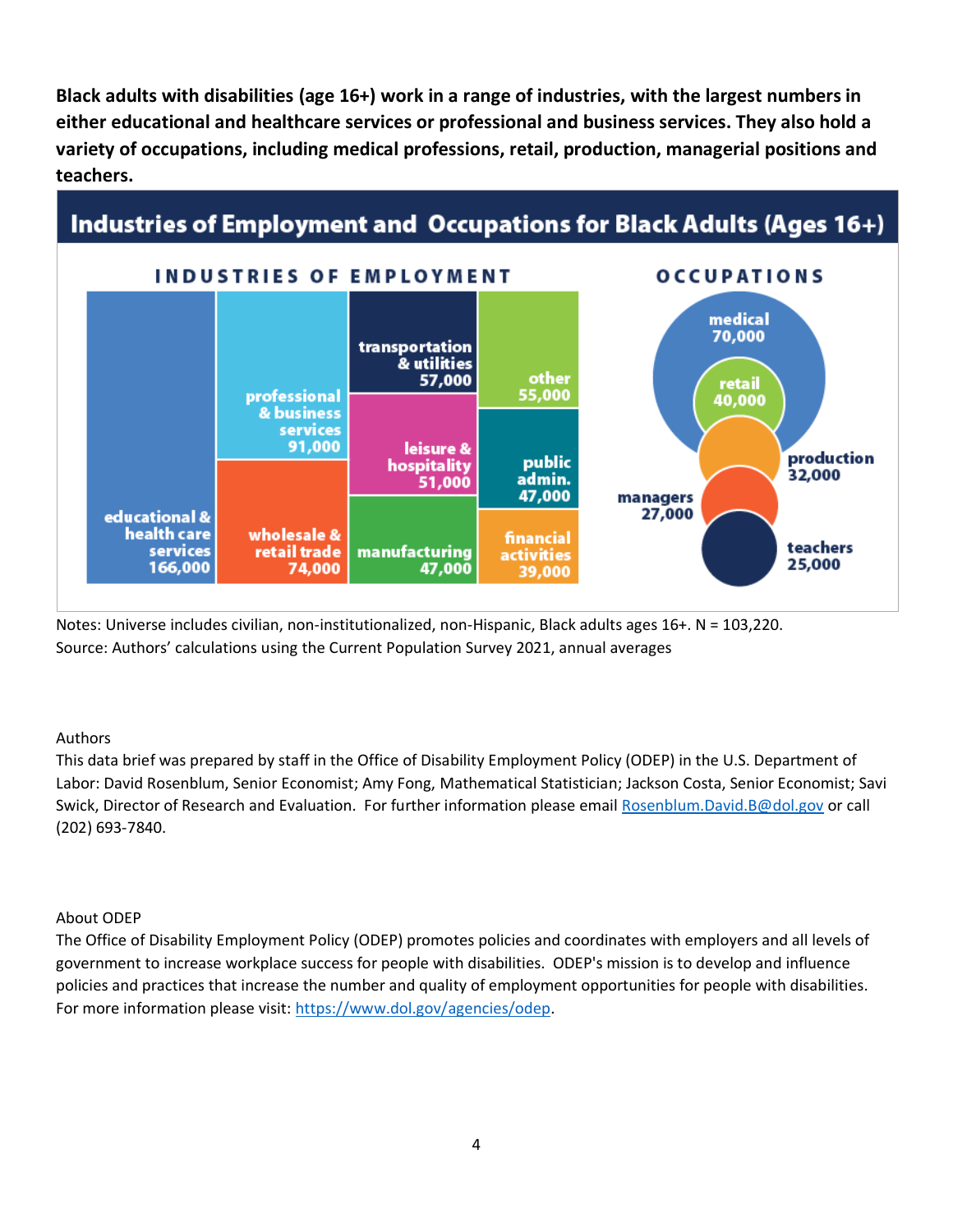**Black adults with disabilities (age 16+) work in a range of industries, with the largest numbers in either educational and healthcare services or professional and business services. They also hold a variety of occupations, including medical professions, retail, production, managerial positions and teachers.**

## Industries of Employment and Occupations for Black Adults (Ages 16+)

INDUSTRIES OF EMPLOYMENT

educational & health care services 166,000

professional & business services 91,000

wholesale & retail trade 74,000

transportation & utilities 57,000

leisure & hospitality 51,000

manufacturing 47,000

other 55,000

public admin. 47,000

financial activities 39,000

OCCUPATIONS

medical 70,000

retail 40,000

production 32,000

managers 27,000

teachers 25,000

Notes: Universe includes civilian, non-institutionalized, non-Hispanic, Black adults ages 16+. N = 103,220.
Source: Authors' calculations using the Current Population Survey 2021, annual averages

Authors

This data brief was prepared by staff in the Office of Disability Employment Policy (ODEP) in the U.S. Department of Labor: David Rosenblum, Senior Economist; Amy Fong, Mathematical Statistician; Jackson Costa, Senior Economist; Savi Swick, Director of Research and Evaluation. For further information please email Rosenblum.David.B@dol.gov or call (202) 693-7840.

About ODEP

The Office of Disability Employment Policy (ODEP) promotes policies and coordinates with employers and all levels of government to increase workplace success for people with disabilities. ODEP's mission is to develop and influence policies and practices that increase the number and quality of employment opportunities for people with disabilities. For more information please visit: https://www.dol.gov/agencies/odep.